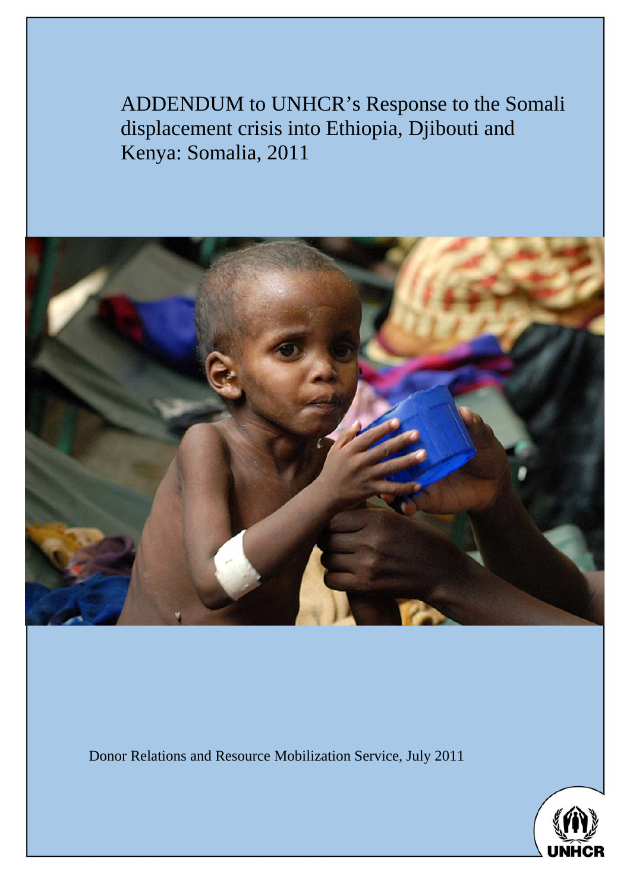# ADDENDUM to UNHCR's Response to the Somali displacement crisis into Ethiopia, Djibouti and Kenya: Somalia, 2011

Donor Relations and Resource Mobilization Service, July 2011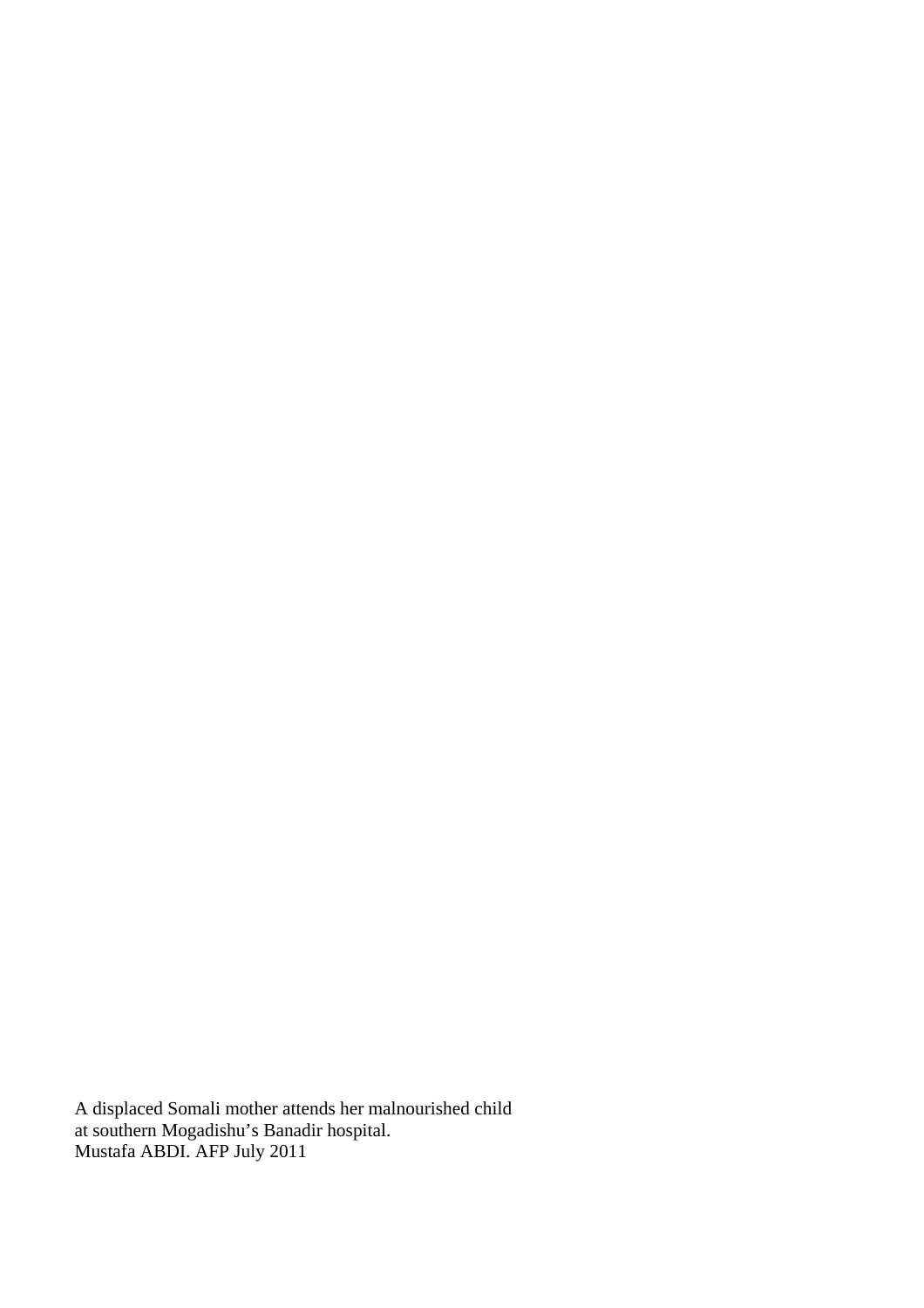A displaced Somali mother attends her malnourished child
at southern Mogadishu's Banadir hospital.
Mustafa ABDI. AFP July 2011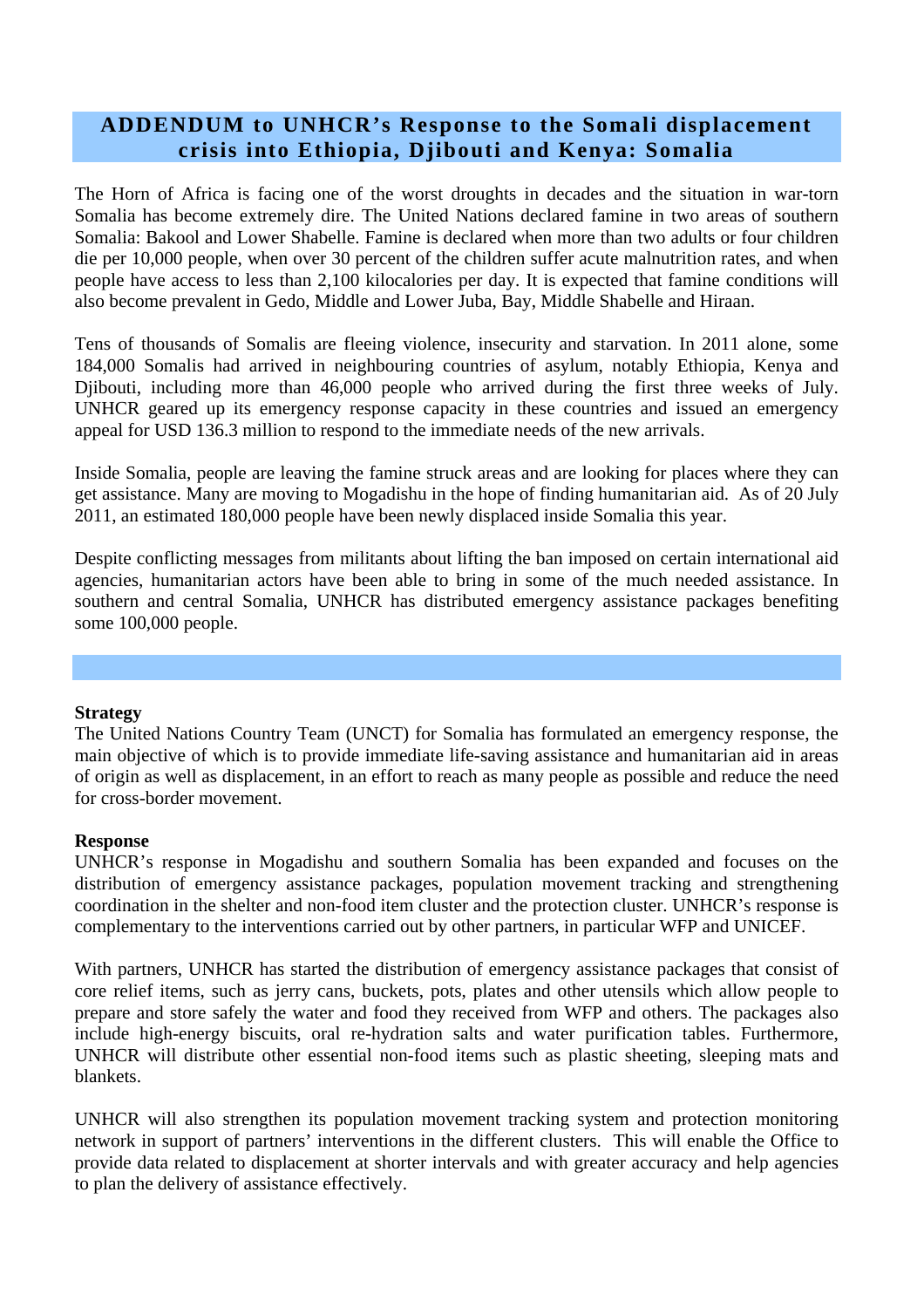# ADDENDUM to UNHCR's Response to the Somali displacement crisis into Ethiopia, Djibouti and Kenya: Somalia

The Horn of Africa is facing one of the worst droughts in decades and the situation in war-torn Somalia has become extremely dire. The United Nations declared famine in two areas of southern Somalia: Bakool and Lower Shabelle. Famine is declared when more than two adults or four children die per 10,000 people, when over 30 percent of the children suffer acute malnutrition rates, and when people have access to less than 2,100 kilocalories per day. It is expected that famine conditions will also become prevalent in Gedo, Middle and Lower Juba, Bay, Middle Shabelle and Hiraan.

Tens of thousands of Somalis are fleeing violence, insecurity and starvation. In 2011 alone, some 184,000 Somalis had arrived in neighbouring countries of asylum, notably Ethiopia, Kenya and Djibouti, including more than 46,000 people who arrived during the first three weeks of July. UNHCR geared up its emergency response capacity in these countries and issued an emergency appeal for USD 136.3 million to respond to the immediate needs of the new arrivals.

Inside Somalia, people are leaving the famine struck areas and are looking for places where they can get assistance. Many are moving to Mogadishu in the hope of finding humanitarian aid. As of 20 July 2011, an estimated 180,000 people have been newly displaced inside Somalia this year.

Despite conflicting messages from militants about lifting the ban imposed on certain international aid agencies, humanitarian actors have been able to bring in some of the much needed assistance. In southern and central Somalia, UNHCR has distributed emergency assistance packages benefiting some 100,000 people.

**Strategy**

The United Nations Country Team (UNCT) for Somalia has formulated an emergency response, the main objective of which is to provide immediate life-saving assistance and humanitarian aid in areas of origin as well as displacement, in an effort to reach as many people as possible and reduce the need for cross-border movement.

**Response**

UNHCR's response in Mogadishu and southern Somalia has been expanded and focuses on the distribution of emergency assistance packages, population movement tracking and strengthening coordination in the shelter and non-food item cluster and the protection cluster. UNHCR's response is complementary to the interventions carried out by other partners, in particular WFP and UNICEF.

With partners, UNHCR has started the distribution of emergency assistance packages that consist of core relief items, such as jerry cans, buckets, pots, plates and other utensils which allow people to prepare and store safely the water and food they received from WFP and others. The packages also include high-energy biscuits, oral re-hydration salts and water purification tables. Furthermore, UNHCR will distribute other essential non-food items such as plastic sheeting, sleeping mats and blankets.

UNHCR will also strengthen its population movement tracking system and protection monitoring network in support of partners' interventions in the different clusters. This will enable the Office to provide data related to displacement at shorter intervals and with greater accuracy and help agencies to plan the delivery of assistance effectively.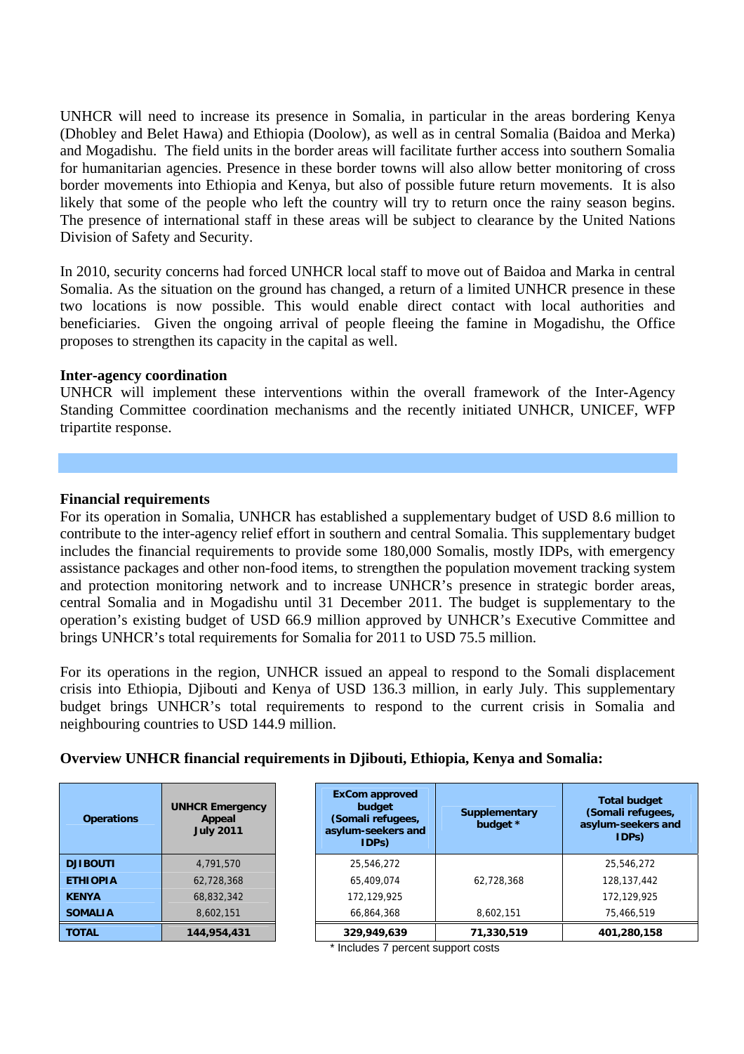UNHCR will need to increase its presence in Somalia, in particular in the areas bordering Kenya (Dhobley and Belet Hawa) and Ethiopia (Doolow), as well as in central Somalia (Baidoa and Merka) and Mogadishu. The field units in the border areas will facilitate further access into southern Somalia for humanitarian agencies. Presence in these border towns will also allow better monitoring of cross border movements into Ethiopia and Kenya, but also of possible future return movements. It is also likely that some of the people who left the country will try to return once the rainy season begins. The presence of international staff in these areas will be subject to clearance by the United Nations Division of Safety and Security.

In 2010, security concerns had forced UNHCR local staff to move out of Baidoa and Marka in central Somalia. As the situation on the ground has changed, a return of a limited UNHCR presence in these two locations is now possible. This would enable direct contact with local authorities and beneficiaries. Given the ongoing arrival of people fleeing the famine in Mogadishu, the Office proposes to strengthen its capacity in the capital as well.

**Inter-agency coordination**
UNHCR will implement these interventions within the overall framework of the Inter-Agency Standing Committee coordination mechanisms and the recently initiated UNHCR, UNICEF, WFP tripartite response.

**Financial requirements**
For its operation in Somalia, UNHCR has established a supplementary budget of USD 8.6 million to contribute to the inter-agency relief effort in southern and central Somalia. This supplementary budget includes the financial requirements to provide some 180,000 Somalis, mostly IDPs, with emergency assistance packages and other non-food items, to strengthen the population movement tracking system and protection monitoring network and to increase UNHCR's presence in strategic border areas, central Somalia and in Mogadishu until 31 December 2011. The budget is supplementary to the operation's existing budget of USD 66.9 million approved by UNHCR's Executive Committee and brings UNHCR's total requirements for Somalia for 2011 to USD 75.5 million.

For its operations in the region, UNHCR issued an appeal to respond to the Somali displacement crisis into Ethiopia, Djibouti and Kenya of USD 136.3 million, in early July. This supplementary budget brings UNHCR's total requirements to respond to the current crisis in Somalia and neighbouring countries to USD 144.9 million.

**Overview UNHCR financial requirements in Djibouti, Ethiopia, Kenya and Somalia:**

| Operations | UNHCR Emergency Appeal July 2011 |
|---|---|
| DJIBOUTI | 4,791,570 |
| ETHIOPIA | 62,728,368 |
| KENYA | 68,832,342 |
| SOMALIA | 8,602,151 |
| **TOTAL** | **144,954,431** |

| ExCom approved budget (Somali refugees, asylum-seekers and IDPs) | Supplementary budget * | Total budget (Somali refugees, asylum-seekers and IDPs) |
|---|---|---|
| 25,546,272 | | 25,546,272 |
| 65,409,074 | 62,728,368 | 128,137,442 |
| 172,129,925 | | 172,129,925 |
| 66,864,368 | 8,602,151 | 75,466,519 |
| **329,949,639** | **71,330,519** | **401,280,158** |

* Includes 7 percent support costs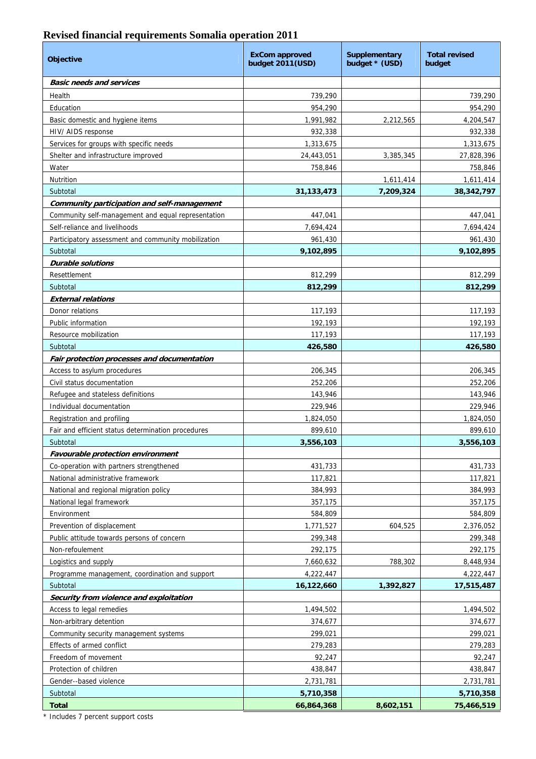## Revised financial requirements Somalia operation 2011

| Objective | ExCom approved budget 2011(USD) | Supplementary budget * (USD) | Total revised budget |
|---|---|---|---|
| ***Basic needs and services*** | | | |
| Health | 739,290 | | 739,290 |
| Education | 954,290 | | 954,290 |
| Basic domestic and hygiene items | 1,991,982 | 2,212,565 | 4,204,547 |
| HIV/ AIDS response | 932,338 | | 932,338 |
| Services for groups with specific needs | 1,313,675 | | 1,313,675 |
| Shelter and infrastructure improved | 24,443,051 | 3,385,345 | 27,828,396 |
| Water | 758,846 | | 758,846 |
| Nutrition | | 1,611,414 | 1,611,414 |
| Subtotal | **31,133,473** | **7,209,324** | **38,342,797** |
| ***Community participation and self-management*** | | | |
| Community self-management and equal representation | 447,041 | | 447,041 |
| Self-reliance and livelihoods | 7,694,424 | | 7,694,424 |
| Participatory assessment and community mobilization | 961,430 | | 961,430 |
| Subtotal | **9,102,895** | | **9,102,895** |
| ***Durable solutions*** | | | |
| Resettlement | 812,299 | | 812,299 |
| Subtotal | **812,299** | | **812,299** |
| ***External relations*** | | | |
| Donor relations | 117,193 | | 117,193 |
| Public information | 192,193 | | 192,193 |
| Resource mobilization | 117,193 | | 117,193 |
| Subtotal | **426,580** | | **426,580** |
| ***Fair protection processes and documentation*** | | | |
| Access to asylum procedures | 206,345 | | 206,345 |
| Civil status documentation | 252,206 | | 252,206 |
| Refugee and stateless definitions | 143,946 | | 143,946 |
| Individual documentation | 229,946 | | 229,946 |
| Registration and profiling | 1,824,050 | | 1,824,050 |
| Fair and efficient status determination procedures | 899,610 | | 899,610 |
| Subtotal | **3,556,103** | | **3,556,103** |
| ***Favourable protection environment*** | | | |
| Co-operation with partners strengthened | 431,733 | | 431,733 |
| National administrative framework | 117,821 | | 117,821 |
| National and regional migration policy | 384,993 | | 384,993 |
| National legal framework | 357,175 | | 357,175 |
| Environment | 584,809 | | 584,809 |
| Prevention of displacement | 1,771,527 | 604,525 | 2,376,052 |
| Public attitude towards persons of concern | 299,348 | | 299,348 |
| Non-refoulement | 292,175 | | 292,175 |
| Logistics and supply | 7,660,632 | 788,302 | 8,448,934 |
| Programme management, coordination and support | 4,222,447 | | 4,222,447 |
| Subtotal | **16,122,660** | **1,392,827** | **17,515,487** |
| ***Security from violence and exploitation*** | | | |
| Access to legal remedies | 1,494,502 | | 1,494,502 |
| Non-arbitrary detention | 374,677 | | 374,677 |
| Community security management systems | 299,021 | | 299,021 |
| Effects of armed conflict | 279,283 | | 279,283 |
| Freedom of movement | 92,247 | | 92,247 |
| Protection of children | 438,847 | | 438,847 |
| Gender--based violence | 2,731,781 | | 2,731,781 |
| Subtotal | **5,710,358** | | **5,710,358** |
| **Total** | **66,864,368** | **8,602,151** | **75,466,519** |

* Includes 7 percent support costs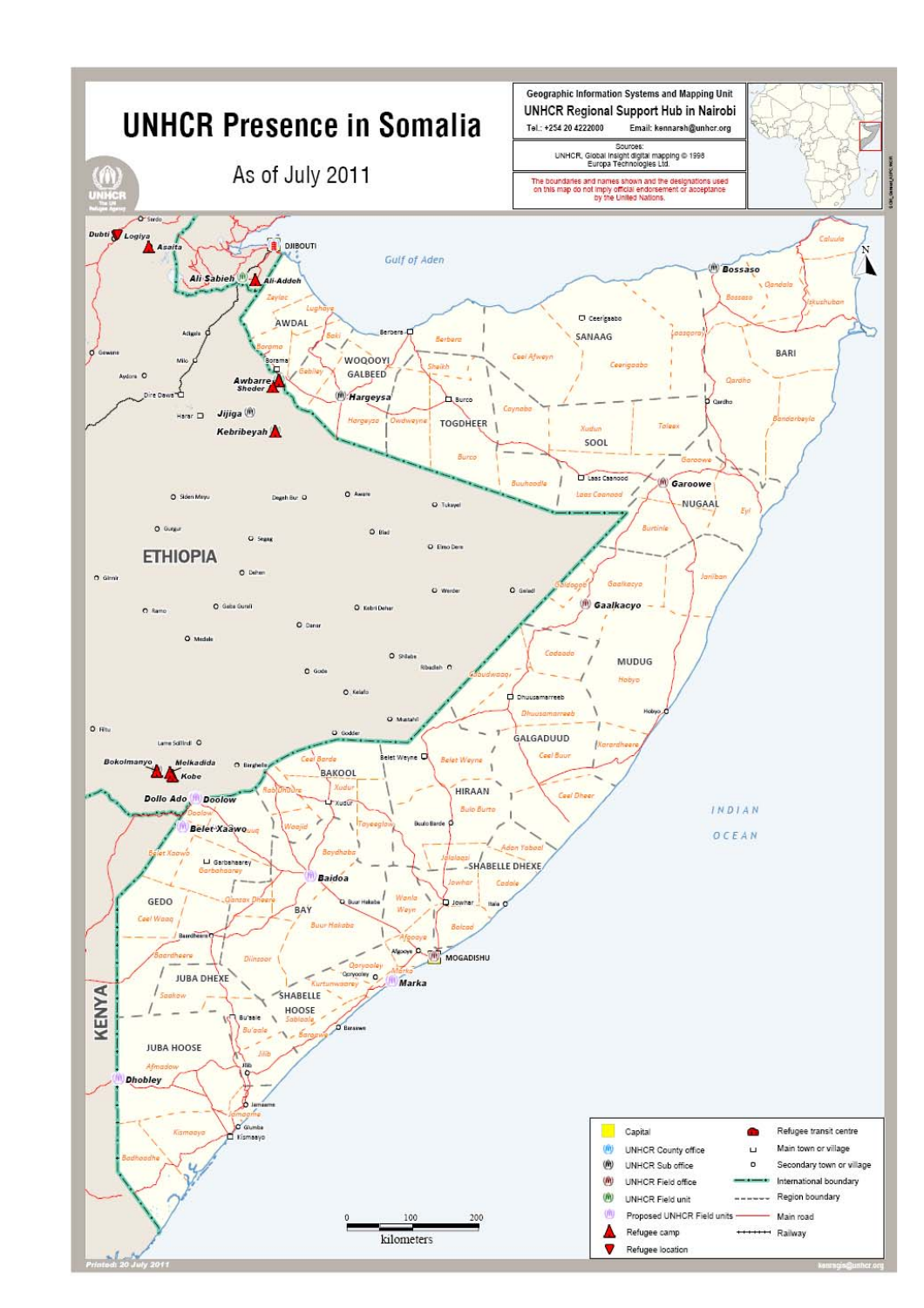# UNHCR Presence in Somalia

As of July 2011

Geographic Information Systems and Mapping Unit
UNHCR Regional Support Hub in Nairobi
Tel.: +254 20 4222000 Email: kennareh@unhcr.org

Sources:
UNHCR, Global Insight digital mapping © 1998
Europa Technologies Ltd.

The boundaries and names shown and the designations used on this map do not imply official endorsement or acceptance by the United Nations.

Capital
UNHCR County office
UNHCR Sub office
UNHCR Field office
UNHCR Field unit
Proposed UNHCR Field units
Refugee camp
Refugee location
Refugee transit centre
Main town or village
Secondary town or village
International boundary
Region boundary
Main road
Railway

0 100 200
kilometers

Printed: 20 July 2011